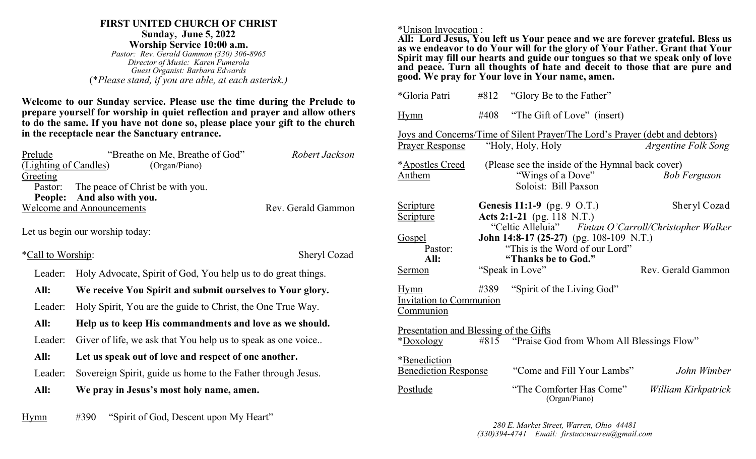# FIRST UNITED CHURCH OF CHRIST

**Sunday, June 5, 2022**

**Worship Service 10:00 a.m.**

*Pastor: Rev. Gerald Gammon (330) 306-8965*
*Director of Music: Karen Fumerola*
*Guest Organist: Barbara Edwards*
(*\*Please stand, if you are able, at each asterisk.)*

**Welcome to our Sunday service. Please use the time during the Prelude to prepare yourself for worship in quiet reflection and prayer and allow others to do the same. If you have not done so, please place your gift to the church in the receptacle near the Sanctuary entrance.**

Prelude — "Breathe on Me, Breathe of God" — *Robert Jackson*
(Lighting of Candles) (Organ/Piano)

Greeting
Pastor: The peace of Christ be with you.
**People: And also with you.**

Welcome and Announcements — Rev. Gerald Gammon

Let us begin our worship today:

*Call to Worship: — Sheryl Cozad

Leader: Holy Advocate, Spirit of God, You help us to do great things.

**All: We receive You Spirit and submit ourselves to Your glory.**

Leader: Holy Spirit, You are the guide to Christ, the One True Way.

**All: Help us to keep His commandments and love as we should.**

Leader: Giver of life, we ask that You help us to speak as one voice..

**All: Let us speak out of love and respect of one another.**

Leader: Sovereign Spirit, guide us home to the Father through Jesus.

**All: We pray in Jesus's most holy name, amen.**

Hymn #390 "Spirit of God, Descent upon My Heart"

*Unison Invocation :
**All: Lord Jesus, You left us Your peace and we are forever grateful. Bless us as we endeavor to do Your will for the glory of Your Father. Grant that Your Spirit may fill our hearts and guide our tongues so that we speak only of love and peace. Turn all thoughts of hate and deceit to those that are pure and good. We pray for Your love in Your name, amen.**

*Gloria Patri #812 "Glory Be to the Father"

Hymn #408 "The Gift of Love" (insert)

Joys and Concerns/Time of Silent Prayer/The Lord's Prayer (debt and debtors)

Prayer Response — "Holy, Holy, Holy — *Argentine Folk Song*

*Apostles Creed — (Please see the inside of the Hymnal back cover)

Anthem — "Wings of a Dove" — *Bob Ferguson*
Soloist: Bill Paxson

Scripture — **Genesis 11:1-9** (pg. 9 O.T.) — Sheryl Cozad

Scripture — **Acts 2:1-21** (pg. 118 N.T.)
"Celtic Alleluia" — *Fintan O'Carroll/Christopher Walker*

Gospel — **John 14:8-17 (25-27)** (pg. 108-109 N.T.)
Pastor: "This is the Word of our Lord"
**All: "Thanks be to God."**

Sermon — "Speak in Love" — Rev. Gerald Gammon

Hymn #389 "Spirit of the Living God"

Invitation to Communion

Communion

Presentation and Blessing of the Gifts

*Doxology #815 "Praise God from Whom All Blessings Flow"

*Benediction

Benediction Response — "Come and Fill Your Lambs" — *John Wimber*

Postlude — "The Comforter Has Come" — *William Kirkpatrick*
(Organ/Piano)

*280 E. Market Street, Warren, Ohio 44481*
*(330)394-4741 Email: firstuccwarren@gmail.com*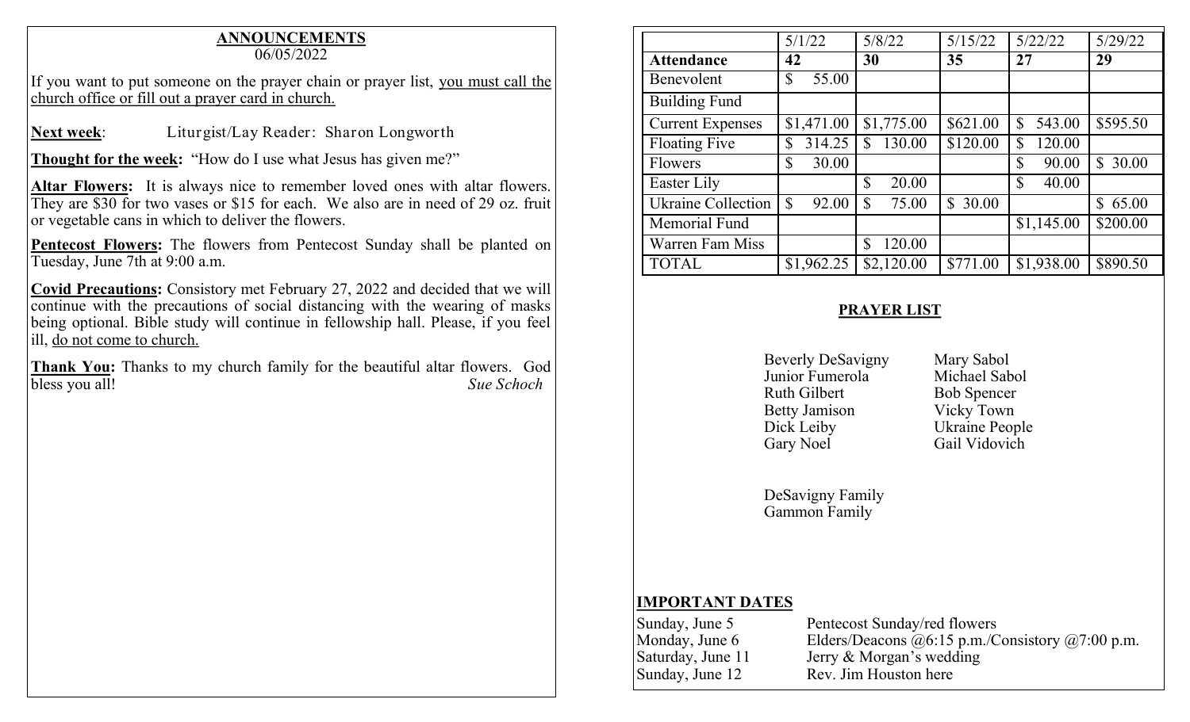## ANNOUNCEMENTS

06/05/2022

If you want to put someone on the prayer chain or prayer list, you must call the church office or fill out a prayer card in church.

**Next week**: Liturgist/Lay Reader: Sharon Longworth

**Thought for the week:** "How do I use what Jesus has given me?"

**Altar Flowers:** It is always nice to remember loved ones with altar flowers. They are $30 for two vases or $15 for each. We also are in need of 29 oz. fruit or vegetable cans in which to deliver the flowers.

**Pentecost Flowers:** The flowers from Pentecost Sunday shall be planted on Tuesday, June 7th at 9:00 a.m.

**Covid Precautions:** Consistory met February 27, 2022 and decided that we will continue with the precautions of social distancing with the wearing of masks being optional. Bible study will continue in fellowship hall. Please, if you feel ill, do not come to church.

**Thank You:** Thanks to my church family for the beautiful altar flowers. God bless you all! *Sue Schoch*

| | 5/1/22 | 5/8/22 | 5/15/22 | 5/22/22 | 5/29/22 |
|---|---|---|---|---|---|
| **Attendance** | **42** | **30** | **35** | **27** | **29** |
| Benevolent | $ 55.00 | | | | |
| Building Fund | | | | | |
| Current Expenses | $1,471.00 | $1,775.00 | $621.00 | $ 543.00 | $595.50 |
| Floating Five | $ 314.25 | $ 130.00 | $120.00 | $ 120.00 | |
| Flowers | $ 30.00 | | | $ 90.00 | $ 30.00 |
| Easter Lily | | $ 20.00 | | $ 40.00 | |
| Ukraine Collection | $ 92.00 | $ 75.00 | $ 30.00 | | $ 65.00 |
| Memorial Fund | | | | $1,145.00 | $200.00 |
| Warren Fam Miss | | $ 120.00 | | | |
| TOTAL | $1,962.25 | $2,120.00 | $771.00 | $1,938.00 | $890.50 |

## PRAYER LIST

Beverly DeSavigny
Junior Fumerola
Ruth Gilbert
Betty Jamison
Dick Leiby
Gary Noel

Mary Sabol
Michael Sabol
Bob Spencer
Vicky Town
Ukraine People
Gail Vidovich

DeSavigny Family
Gammon Family

## IMPORTANT DATES

| | |
|---|---|
| Sunday, June 5 | Pentecost Sunday/red flowers |
| Monday, June 6 | Elders/Deacons @6:15 p.m./Consistory @7:00 p.m. |
| Saturday, June 11 | Jerry & Morgan's wedding |
| Sunday, June 12 | Rev. Jim Houston here |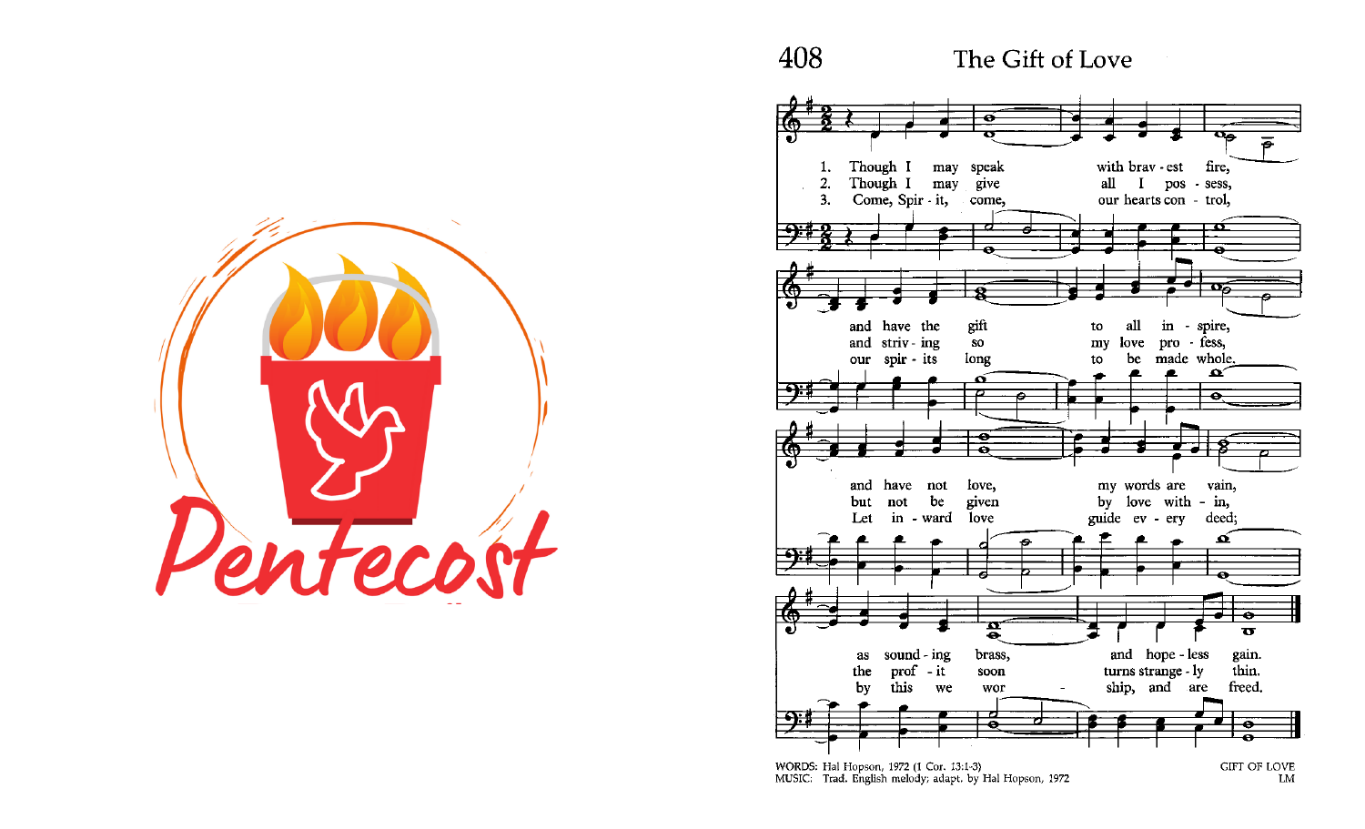# 408 The Gift of Love

1. Though I may speak with bravest fire,
and have the gift to all inspire,
and have not love, my words are vain,
as sounding brass, and hopeless gain.

2. Though I may give all I possess,
and striving so my love profess,
but not be given by love within,
the profit soon turns strangely thin.

3. Come, Spirit, come, our hearts control,
our spirits long to be made whole.
Let inward love guide every deed;
by this we worship, and are freed.

WORDS: Hal Hopson, 1972 (1 Cor. 13:1-3)
MUSIC: Trad. English melody; adapt. by Hal Hopson, 1972

GIFT OF LOVE
LM